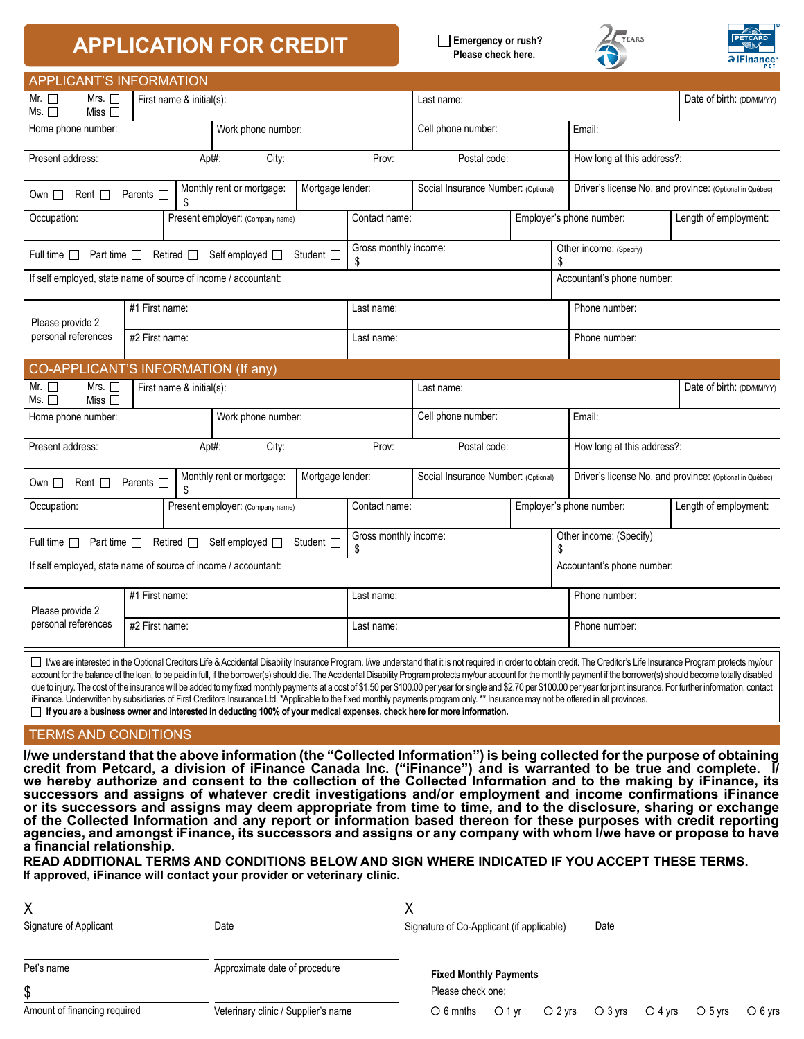# APPLICATION FOR CREDIT

☐ **Emergency or rush? Please check here.**

25 YEARS

PETCARD iFinance PET

## APPLICANT'S INFORMATION

| | | | | |
|---|---|---|---|---|
| Mr. ☐ Mrs. ☐ Ms. ☐ Miss ☐ | First name & initial(s): | Last name: | | Date of birth: (DD/MM/YY) |
| Home phone number: | Work phone number: | Cell phone number: | Email: | |
| Present address: Apt#: City: Prov: | | Postal code: | How long at this address?: | |
| Own ☐ Rent ☐ Parents ☐ | Monthly rent or mortgage: $ / Mortgage lender: | Social Insurance Number: (Optional) | Driver's license No. and province: (Optional in Québec) | |
| Occupation: | Present employer: (Company name) | Contact name: | Employer's phone number: | Length of employment: |
| Full time ☐ Part time ☐ Retired ☐ Self employed ☐ Student ☐ | | Gross monthly income: $ | Other income: (Specify) $ | |
| If self employed, state name of source of income / accountant: | | | Accountant's phone number: | |
| Please provide 2 personal references | #1 First name: | Last name: | Phone number: | |
| | #2 First name: | Last name: | Phone number: | |

## CO-APPLICANT'S INFORMATION (If any)

| | | | | |
|---|---|---|---|---|
| Mr. ☐ Mrs. ☐ Ms. ☐ Miss ☐ | First name & initial(s): | Last name: | | Date of birth: (DD/MM/YY) |
| Home phone number: | Work phone number: | Cell phone number: | Email: | |
| Present address: Apt#: City: Prov: | | Postal code: | How long at this address?: | |
| Own ☐ Rent ☐ Parents ☐ | Monthly rent or mortgage: $ / Mortgage lender: | Social Insurance Number: (Optional) | Driver's license No. and province: (Optional in Québec) | |
| Occupation: | Present employer: (Company name) | Contact name: | Employer's phone number: | Length of employment: |
| Full time ☐ Part time ☐ Retired ☐ Self employed ☐ Student ☐ | | Gross monthly income: $ | Other income: (Specify) $ | |
| If self employed, state name of source of income / accountant: | | | Accountant's phone number: | |
| Please provide 2 personal references | #1 First name: | Last name: | Phone number: | |
| | #2 First name: | Last name: | Phone number: | |

☐ I/we are interested in the Optional Creditors Life & Accidental Disability Insurance Program. I/we understand that it is not required in order to obtain credit. The Creditor's Life Insurance Program protects my/our account for the balance of the loan, to be paid in full, if the borrower(s) should die. The Accidental Disability Program protects my/our account for the monthly payment if the borrower(s) should become totally disabled due to injury. The cost of the insurance will be added to my fixed monthly payments at a cost of $1.50 per $100.00 per year for single and $2.70 per $100.00 per year for joint insurance. For further information, contact iFinance. Underwritten by subsidiaries of First Creditors Insurance Ltd. *Applicable to the fixed monthly payments program only. ** Insurance may not be offered in all provinces.

☐ **If you are a business owner and interested in deducting 100% of your medical expenses, check here for more information.**

## TERMS AND CONDITIONS

**I/we understand that the above information (the "Collected Information") is being collected for the purpose of obtaining credit from Petcard, a division of iFinance Canada Inc. ("iFinance") and is warranted to be true and complete. I/we hereby authorize and consent to the collection of the Collected Information and to the making by iFinance, its successors and assigns of whatever credit investigations and/or employment and income confirmations iFinance or its successors and assigns may deem appropriate from time to time, and to the disclosure, sharing or exchange of the Collected Information and any report or information based thereon for these purposes with credit reporting agencies, and amongst iFinance, its successors and assigns or any company with whom I/we have or propose to have a financial relationship.**

**READ ADDITIONAL TERMS AND CONDITIONS BELOW AND SIGN WHERE INDICATED IF YOU ACCEPT THESE TERMS.**
**If approved, iFinance will contact your provider or veterinary clinic.**

X ____________________ Signature of Applicant &nbsp;&nbsp; ____________ Date

X ____________________ Signature of Co-Applicant (if applicable) &nbsp;&nbsp; ____________ Date

____________________ Pet's name &nbsp;&nbsp; ____________________ Approximate date of procedure

$ ____________________ Amount of financing required &nbsp;&nbsp; ____________________ Veterinary clinic / Supplier's name

**Fixed Monthly Payments**

Please check one:

○ 6 mnths ○ 1 yr ○ 2 yrs ○ 3 yrs ○ 4 yrs ○ 5 yrs ○ 6 yrs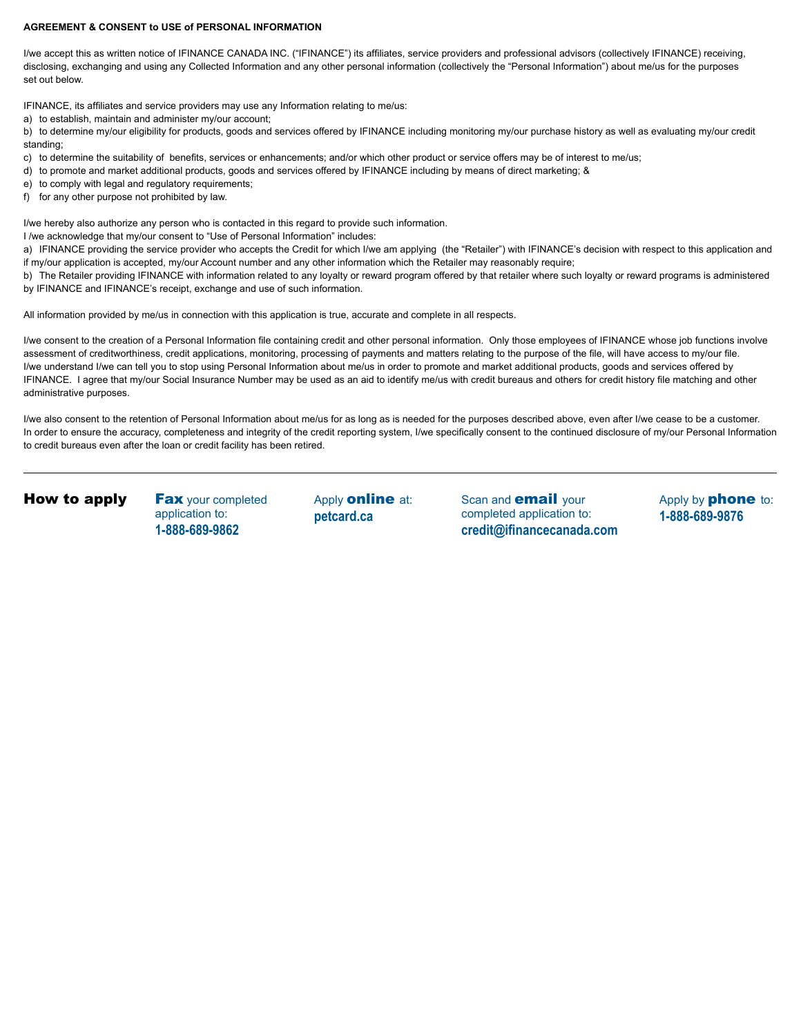**AGREEMENT & CONSENT to USE of PERSONAL INFORMATION**

I/we accept this as written notice of IFINANCE CANADA INC. ("IFINANCE") its affiliates, service providers and professional advisors (collectively IFINANCE) receiving, disclosing, exchanging and using any Collected Information and any other personal information (collectively the "Personal Information") about me/us for the purposes set out below.

IFINANCE, its affiliates and service providers may use any Information relating to me/us:

a) to establish, maintain and administer my/our account;
b) to determine my/our eligibility for products, goods and services offered by IFINANCE including monitoring my/our purchase history as well as evaluating my/our credit standing;
c) to determine the suitability of benefits, services or enhancements; and/or which other product or service offers may be of interest to me/us;
d) to promote and market additional products, goods and services offered by IFINANCE including by means of direct marketing; &
e) to comply with legal and regulatory requirements;
f) for any other purpose not prohibited by law.

I/we hereby also authorize any person who is contacted in this regard to provide such information.
I /we acknowledge that my/our consent to "Use of Personal Information" includes:
a) IFINANCE providing the service provider who accepts the Credit for which I/we am applying (the "Retailer") with IFINANCE's decision with respect to this application and if my/our application is accepted, my/our Account number and any other information which the Retailer may reasonably require;
b) The Retailer providing IFINANCE with information related to any loyalty or reward program offered by that retailer where such loyalty or reward programs is administered by IFINANCE and IFINANCE's receipt, exchange and use of such information.

All information provided by me/us in connection with this application is true, accurate and complete in all respects.

I/we consent to the creation of a Personal Information file containing credit and other personal information. Only those employees of IFINANCE whose job functions involve assessment of creditworthiness, credit applications, monitoring, processing of payments and matters relating to the purpose of the file, will have access to my/our file. I/we understand I/we can tell you to stop using Personal Information about me/us in order to promote and market additional products, goods and services offered by IFINANCE. I agree that my/our Social Insurance Number may be used as an aid to identify me/us with credit bureaus and others for credit history file matching and other administrative purposes.

I/we also consent to the retention of Personal Information about me/us for as long as is needed for the purposes described above, even after I/we cease to be a customer. In order to ensure the accuracy, completeness and integrity of the credit reporting system, I/we specifically consent to the continued disclosure of my/our Personal Information to credit bureaus even after the loan or credit facility has been retired.

---

**How to apply**

**Fax** your completed application to: **1-888-689-9862**

Apply **online** at: **petcard.ca**

Scan and **email** your completed application to: **credit@ifinancecanada.com**

Apply by **phone** to: **1-888-689-9876**